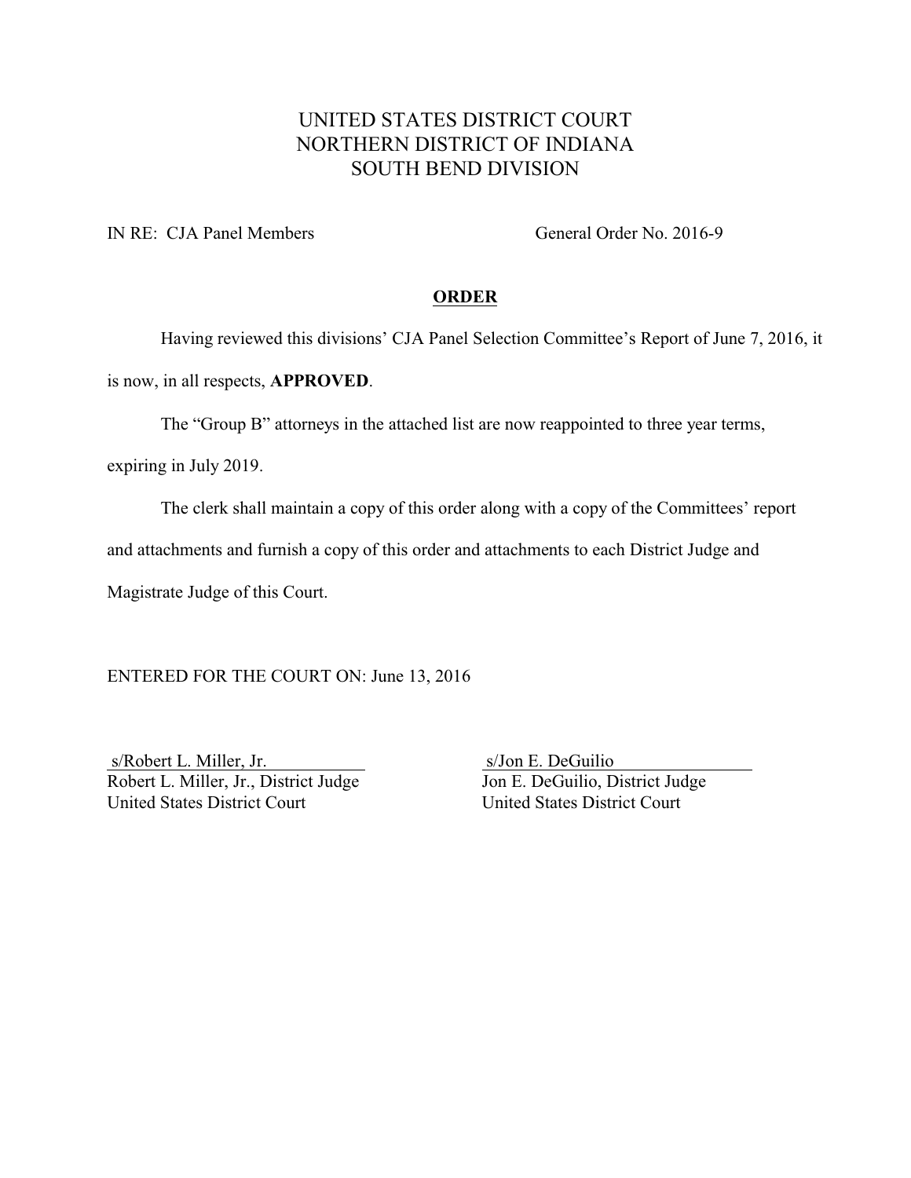# UNITED STATES DISTRICT COURT
# NORTHERN DISTRICT OF INDIANA
# SOUTH BEND DIVISION

IN RE: CJA Panel Members General Order No. 2016-9

## ORDER

Having reviewed this divisions' CJA Panel Selection Committee's Report of June 7, 2016, it is now, in all respects, **APPROVED**.

The "Group B" attorneys in the attached list are now reappointed to three year terms, expiring in July 2019.

The clerk shall maintain a copy of this order along with a copy of the Committees' report and attachments and furnish a copy of this order and attachments to each District Judge and Magistrate Judge of this Court.

ENTERED FOR THE COURT ON: June 13, 2016

s/Robert L. Miller, Jr.
Robert L. Miller, Jr., District Judge
United States District Court

s/Jon E. DeGuilio
Jon E. DeGuilio, District Judge
United States District Court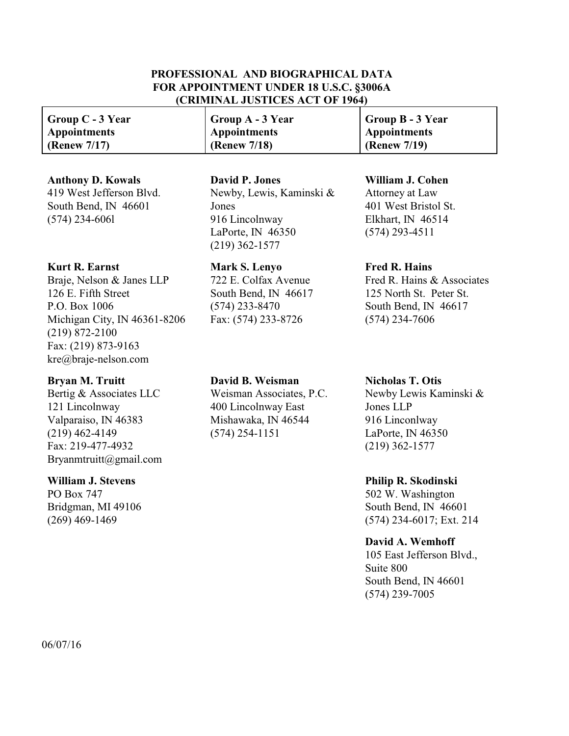**PROFESSIONAL AND BIOGRAPHICAL DATA**
**FOR APPOINTMENT UNDER 18 U.S.C. §3006A**
**(CRIMINAL JUSTICES ACT OF 1964)**

| **Group C - 3 Year Appointments (Renew 7/17)** | **Group A - 3 Year Appointments (Renew 7/18)** | **Group B - 3 Year Appointments (Renew 7/19)** |
|---|---|---|
| **Anthony D. Kowals**<br>419 West Jefferson Blvd.<br>South Bend, IN 46601<br>(574) 234-606l | **David P. Jones**<br>Newby, Lewis, Kaminski & Jones<br>916 Lincolnway<br>LaPorte, IN 46350<br>(219) 362-1577 | **William J. Cohen**<br>Attorney at Law<br>401 West Bristol St.<br>Elkhart, IN 46514<br>(574) 293-4511 |
| **Kurt R. Earnst**<br>Braje, Nelson & Janes LLP<br>126 E. Fifth Street<br>P.O. Box 1006<br>Michigan City, IN 46361-8206<br>(219) 872-2100<br>Fax: (219) 873-9163<br>kre@braje-nelson.com | **Mark S. Lenyo**<br>722 E. Colfax Avenue<br>South Bend, IN 46617<br>(574) 233-8470<br>Fax: (574) 233-8726 | **Fred R. Hains**<br>Fred R. Hains & Associates<br>125 North St. Peter St.<br>South Bend, IN 46617<br>(574) 234-7606 |
| **Bryan M. Truitt**<br>Bertig & Associates LLC<br>121 Lincolnway<br>Valparaiso, IN 46383<br>(219) 462-4149<br>Fax: 219-477-4932<br>Bryanmtruitt@gmail.com | **David B. Weisman**<br>Weisman Associates, P.C.<br>400 Lincolnway East<br>Mishawaka, IN 46544<br>(574) 254-1151 | **Nicholas T. Otis**<br>Newby Lewis Kaminski & Jones LLP<br>916 Linconlway<br>LaPorte, IN 46350<br>(219) 362-1577 |
| **William J. Stevens**<br>PO Box 747<br>Bridgman, MI 49106<br>(269) 469-1469 | | **Philip R. Skodinski**<br>502 W. Washington<br>South Bend, IN 46601<br>(574) 234-6017; Ext. 214 |
| | | **David A. Wemhoff**<br>105 East Jefferson Blvd., Suite 800<br>South Bend, IN 46601<br>(574) 239-7005 |

06/07/16